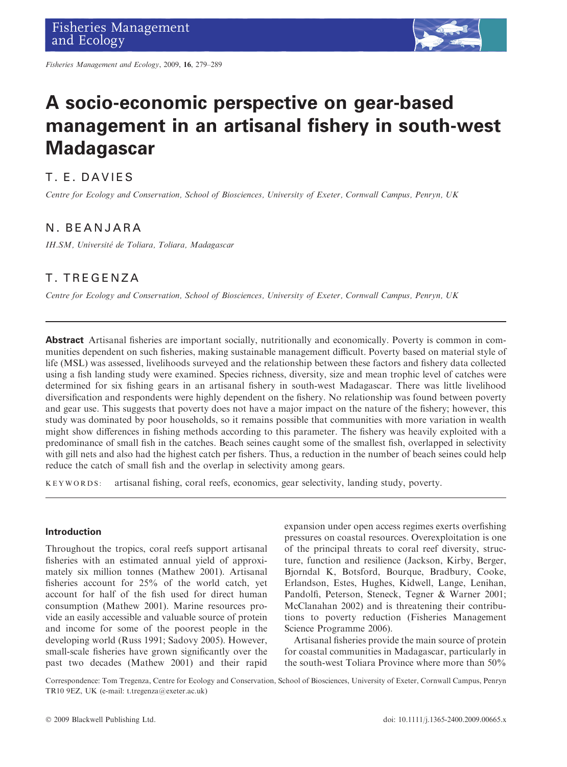# A socio-economic perspective on gear-based management in an artisanal fishery in south-west Madagascar

## T. E. DAVIES

*Centre for Ecology and Conservation, School of Biosciences, University of Exeter, Cornwall Campus, Penryn, UK*

## N. BEANJARA

*IH.SM, Université de Toliara, Toliara, Madagascar*

## T. TREGENZA

*Centre for Ecology and Conservation, School of Biosciences, University of Exeter, Cornwall Campus, Penryn, UK*

**Abstract** Artisanal fisheries are important socially, nutritionally and economically. Poverty is common in communities dependent on such fisheries, making sustainable management difficult. Poverty based on material style of life (MSL) was assessed, livelihoods surveyed and the relationship between these factors and fishery data collected using a fish landing study were examined. Species richness, diversity, size and mean trophic level of catches were determined for six fishing gears in an artisanal fishery in south-west Madagascar. There was little livelihood diversification and respondents were highly dependent on the fishery. No relationship was found between poverty and gear use. This suggests that poverty does not have a major impact on the nature of the fishery; however, this study was dominated by poor households, so it remains possible that communities with more variation in wealth might show differences in fishing methods according to this parameter. The fishery was heavily exploited with a predominance of small fish in the catches. Beach seines caught some of the smallest fish, overlapped in selectivity with gill nets and also had the highest catch per fishers. Thus, a reduction in the number of beach seines could help reduce the catch of small fish and the overlap in selectivity among gears.

KEYWORDS: artisanal fishing, coral reefs, economics, gear selectivity, landing study, poverty.

### Introduction

Throughout the tropics, coral reefs support artisanal fisheries with an estimated annual yield of approximately six million tonnes (Mathew 2001). Artisanal fisheries account for 25% of the world catch, yet account for half of the fish used for direct human consumption (Mathew 2001). Marine resources provide an easily accessible and valuable source of protein and income for some of the poorest people in the developing world (Russ 1991; Sadovy 2005). However, small-scale fisheries have grown significantly over the past two decades (Mathew 2001) and their rapid expansion under open access regimes exerts overfishing pressures on coastal resources. Overexploitation is one of the principal threats to coral reef diversity, structure, function and resilience (Jackson, Kirby, Berger, Bjorndal K, Botsford, Bourque, Bradbury, Cooke, Erlandson, Estes, Hughes, Kidwell, Lange, Lenihan, Pandolfi, Peterson, Steneck, Tegner & Warner 2001; McClanahan 2002) and is threatening their contributions to poverty reduction (Fisheries Management Science Programme 2006).

Artisanal fisheries provide the main source of protein for coastal communities in Madagascar, particularly in the south-west Toliara Province where more than 50%

Correspondence: Tom Tregenza, Centre for Ecology and Conservation, School of Biosciences, University of Exeter, Cornwall Campus, Penryn TR10 9EZ, UK (e-mail: t.tregenza@exeter.ac.uk)

© 2009 Blackwell Publishing Ltd. doi: 10.1111/j.1365-2400.2009.00665.x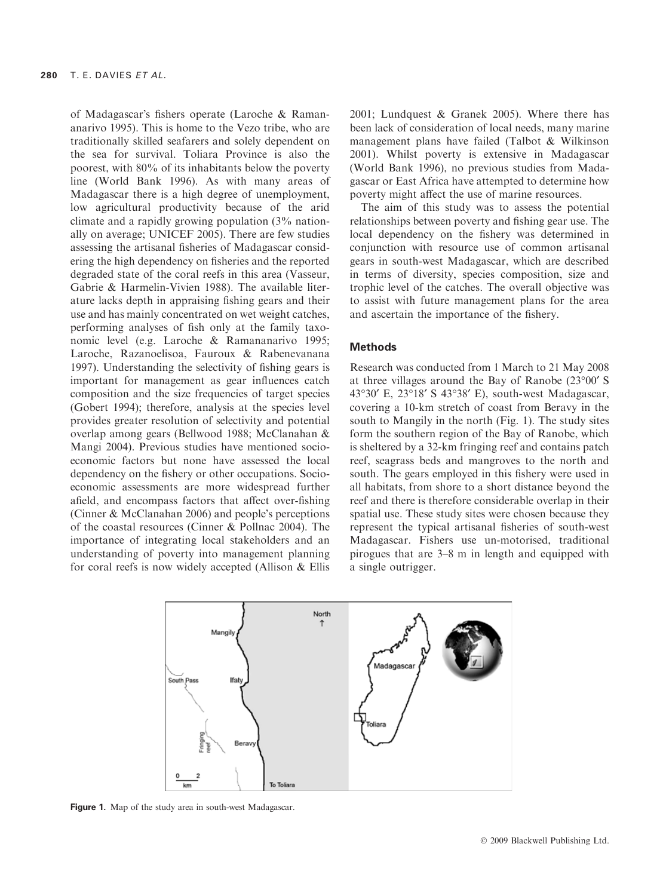of Madagascar's fishers operate (Laroche & Ramananarivo 1995). This is home to the Vezo tribe, who are traditionally skilled seafarers and solely dependent on the sea for survival. Toliara Province is also the poorest, with 80% of its inhabitants below the poverty line (World Bank 1996). As with many areas of Madagascar there is a high degree of unemployment, low agricultural productivity because of the arid climate and a rapidly growing population (3% nationally on average; UNICEF 2005). There are few studies assessing the artisanal fisheries of Madagascar considering the high dependency on fisheries and the reported degraded state of the coral reefs in this area (Vasseur, Gabrie & Harmelin-Vivien 1988). The available literature lacks depth in appraising fishing gears and their use and has mainly concentrated on wet weight catches, performing analyses of fish only at the family taxonomic level (e.g. Laroche & Ramananarivo 1995; Laroche, Razanoelisoa, Fauroux & Rabenevanana 1997). Understanding the selectivity of fishing gears is important for management as gear influences catch composition and the size frequencies of target species (Gobert 1994); therefore, analysis at the species level provides greater resolution of selectivity and potential overlap among gears (Bellwood 1988; McClanahan & Mangi 2004). Previous studies have mentioned socio-economic factors but none have assessed the local dependency on the fishery or other occupations. Socio-economic assessments are more widespread further afield, and encompass factors that affect over-fishing (Cinner & McClanahan 2006) and people's perceptions of the coastal resources (Cinner & Pollnac 2004). The importance of integrating local stakeholders and an understanding of poverty into management planning for coral reefs is now widely accepted (Allison & Ellis 2001; Lundquest & Granek 2005). Where there has been lack of consideration of local needs, many marine management plans have failed (Talbot & Wilkinson 2001). Whilst poverty is extensive in Madagascar (World Bank 1996), no previous studies from Madagascar or East Africa have attempted to determine how poverty might affect the use of marine resources.

The aim of this study was to assess the potential relationships between poverty and fishing gear use. The local dependency on the fishery was determined in conjunction with resource use of common artisanal gears in south-west Madagascar, which are described in terms of diversity, species composition, size and trophic level of the catches. The overall objective was to assist with future management plans for the area and ascertain the importance of the fishery.

## Methods

Research was conducted from 1 March to 21 May 2008 at three villages around the Bay of Ranobe (23°00′ S 43°30′ E, 23°18′ S 43°38′ E), south-west Madagascar, covering a 10-km stretch of coast from Beravy in the south to Mangily in the north (Fig. 1). The study sites form the southern region of the Bay of Ranobe, which is sheltered by a 32-km fringing reef and contains patch reef, seagrass beds and mangroves to the north and south. The gears employed in this fishery were used in all habitats, from shore to a short distance beyond the reef and there is therefore considerable overlap in their spatial use. These study sites were chosen because they represent the typical artisanal fisheries of south-west Madagascar. Fishers use un-motorised, traditional pirogues that are 3–8 m in length and equipped with a single outrigger.

Figure 1. Map of the study area in south-west Madagascar.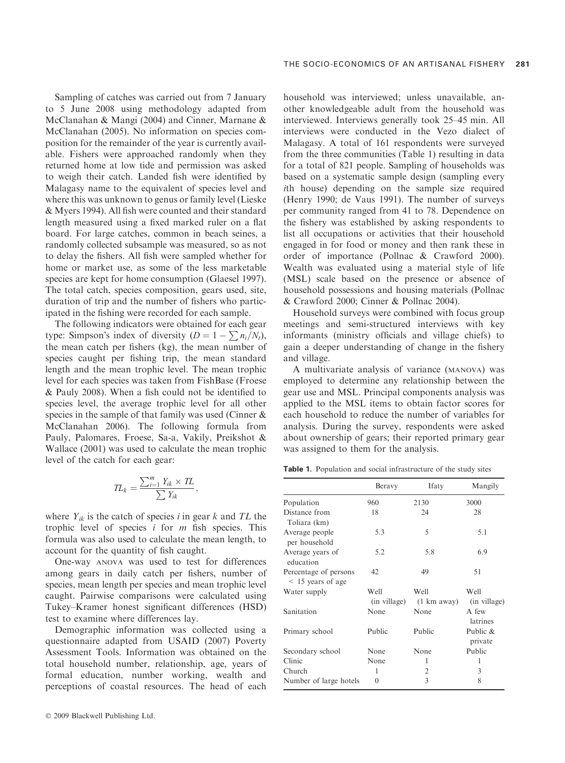Sampling of catches was carried out from 7 January to 5 June 2008 using methodology adapted from McClanahan & Mangi (2004) and Cinner, Marnane & McClanahan (2005). No information on species composition for the remainder of the year is currently available. Fishers were approached randomly when they returned home at low tide and permission was asked to weigh their catch. Landed fish were identified by Malagasy name to the equivalent of species level and where this was unknown to genus or family level (Lieske & Myers 1994). All fish were counted and their standard length measured using a fixed marked ruler on a flat board. For large catches, common in beach seines, a randomly collected subsample was measured, so as not to delay the fishers. All fish were sampled whether for home or market use, as some of the less marketable species are kept for home consumption (Glaesel 1997). The total catch, species composition, gears used, site, duration of trip and the number of fishers who participated in the fishing were recorded for each sample.

The following indicators were obtained for each gear type: Simpson's index of diversity ($D = 1 - \sum n_i/N_t$), the mean catch per fishers (kg), the mean number of species caught per fishing trip, the mean standard length and the mean trophic level. The mean trophic level for each species was taken from FishBase (Froese & Pauly 2008). When a fish could not be identified to species level, the average trophic level for all other species in the sample of that family was used (Cinner & McClanahan 2006). The following formula from Pauly, Palomares, Froese, Sa-a, Vakily, Preikshot & Wallace (2001) was used to calculate the mean trophic level of the catch for each gear:

$$TL_k = \frac{\sum_{i=1}^{m} Y_{ik} \times TL}{\sum Y_{ik}},$$

where $Y_{ik}$ is the catch of species $i$ in gear $k$ and $TL$ the trophic level of species $i$ for $m$ fish species. This formula was also used to calculate the mean length, to account for the quantity of fish caught.

One-way ANOVA was used to test for differences among gears in daily catch per fishers, number of species, mean length per species and mean trophic level caught. Pairwise comparisons were calculated using Tukey–Kramer honest significant differences (HSD) test to examine where differences lay.

Demographic information was collected using a questionnaire adapted from USAID (2007) Poverty Assessment Tools. Information was obtained on the total household number, relationship, age, years of formal education, number working, wealth and perceptions of coastal resources. The head of each household was interviewed; unless unavailable, another knowledgeable adult from the household was interviewed. Interviews generally took 25–45 min. All interviews were conducted in the Vezo dialect of Malagasy. A total of 161 respondents were surveyed from the three communities (Table 1) resulting in data for a total of 821 people. Sampling of households was based on a systematic sample design (sampling every $i$th house) depending on the sample size required (Henry 1990; de Vaus 1991). The number of surveys per community ranged from 41 to 78. Dependence on the fishery was established by asking respondents to list all occupations or activities that their household engaged in for food or money and then rank these in order of importance (Pollnac & Crawford 2000). Wealth was evaluated using a material style of life (MSL) scale based on the presence or absence of household possessions and housing materials (Pollnac & Crawford 2000; Cinner & Pollnac 2004).

Household surveys were combined with focus group meetings and semi-structured interviews with key informants (ministry officials and village chiefs) to gain a deeper understanding of change in the fishery and village.

A multivariate analysis of variance (MANOVA) was employed to determine any relationship between the gear use and MSL. Principal components analysis was applied to the MSL items to obtain factor scores for each household to reduce the number of variables for analysis. During the survey, respondents were asked about ownership of gears; their reported primary gear was assigned to them for the analysis.

**Table 1.** Population and social infrastructure of the study sites

| | Beravy | Ifaty | Mangily |
|---|---|---|---|
| Population | 960 | 2130 | 3000 |
| Distance from Toliara (km) | 18 | 24 | 28 |
| Average people per household | 5.3 | 5 | 5.1 |
| Average years of education | 5.2 | 5.8 | 6.9 |
| Percentage of persons < 15 years of age | 42 | 49 | 51 |
| Water supply | Well (in village) | Well (1 km away) | Well (in village) |
| Sanitation | None | None | A few latrines |
| Primary school | Public | Public | Public & private |
| Secondary school | None | None | Public |
| Clinic | None | 1 | 1 |
| Church | 1 | 2 | 3 |
| Number of large hotels | 0 | 3 | 8 |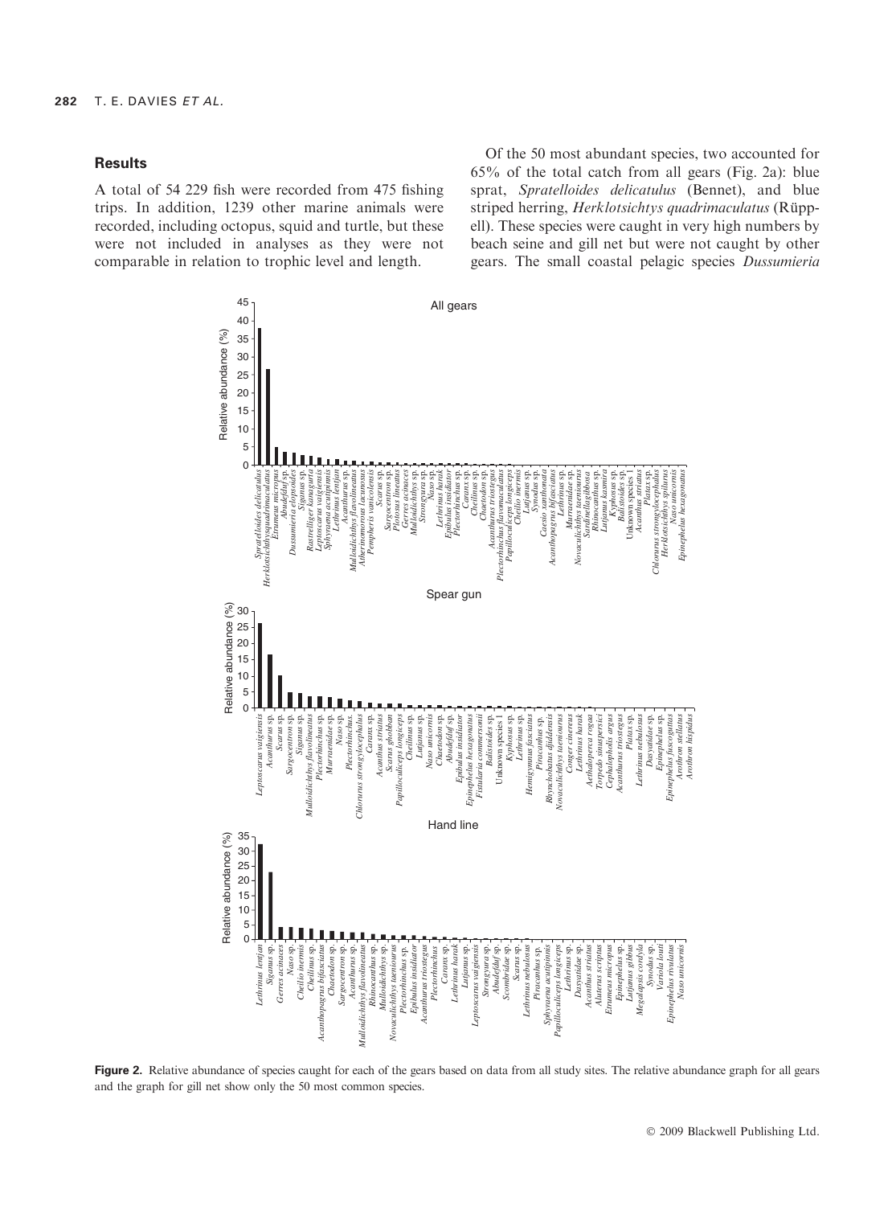## Results

A total of 54 229 fish were recorded from 475 fishing trips. In addition, 1239 other marine animals were recorded, including octopus, squid and turtle, but these were not included in analyses as they were not comparable in relation to trophic level and length.

Of the 50 most abundant species, two accounted for 65% of the total catch from all gears (Fig. 2a): blue sprat, *Spratelloides delicatulus* (Bennet), and blue striped herring, *Herklotsichtys quadrimaculatus* (Rüppell). These species were caught in very high numbers by beach seine and gill net but were not caught by other gears. The small coastal pelagic species *Dussumieria*

**Figure 2.** Relative abundance of species caught for each of the gears based on data from all study sites. The relative abundance graph for all gears and the graph for gill net show only the 50 most common species.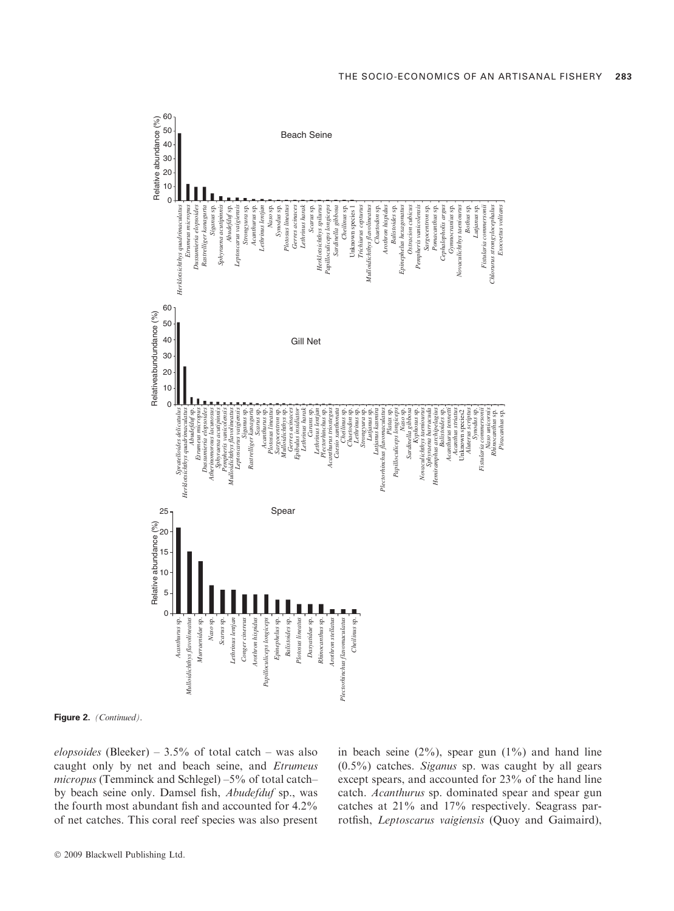**Figure 2.** *(Continued)*.

*elopsoides* (Bleeker) – 3.5% of total catch – was also caught only by net and beach seine, and *Etrumeus micropus* (Temminck and Schlegel) –5% of total catch– by beach seine only. Damsel fish, *Abudefduf* sp., was the fourth most abundant fish and accounted for 4.2% of net catches. This coral reef species was also present in beach seine (2%), spear gun (1%) and hand line (0.5%) catches. *Siganus* sp. was caught by all gears except spears, and accounted for 23% of the hand line catch. *Acanthurus* sp. dominated spear and spear gun catches at 21% and 17% respectively. Seagrass parrotfish, *Leptoscarus vaigiensis* (Quoy and Gaimaird),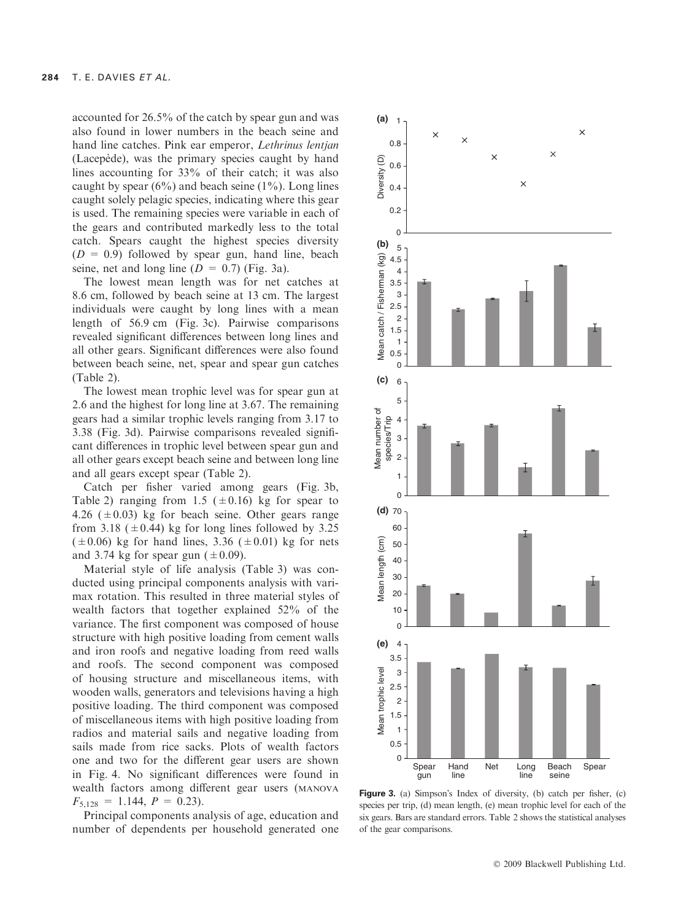accounted for 26.5% of the catch by spear gun and was also found in lower numbers in the beach seine and hand line catches. Pink ear emperor, *Lethrinus lentjan* (Lacepède), was the primary species caught by hand lines accounting for 33% of their catch; it was also caught by spear (6%) and beach seine (1%). Long lines caught solely pelagic species, indicating where this gear is used. The remaining species were variable in each of the gears and contributed markedly less to the total catch. Spears caught the highest species diversity ($D = 0.9$) followed by spear gun, hand line, beach seine, net and long line ($D = 0.7$) (Fig. 3a).

The lowest mean length was for net catches at 8.6 cm, followed by beach seine at 13 cm. The largest individuals were caught by long lines with a mean length of 56.9 cm (Fig. 3c). Pairwise comparisons revealed significant differences between long lines and all other gears. Significant differences were also found between beach seine, net, spear and spear gun catches (Table 2).

The lowest mean trophic level was for spear gun at 2.6 and the highest for long line at 3.67. The remaining gears had a similar trophic levels ranging from 3.17 to 3.38 (Fig. 3d). Pairwise comparisons revealed significant differences in trophic level between spear gun and all other gears except beach seine and between long line and all gears except spear (Table 2).

Catch per fisher varied among gears (Fig. 3b, Table 2) ranging from 1.5 ($\pm 0.16$) kg for spear to 4.26 ($\pm 0.03$) kg for beach seine. Other gears range from 3.18 ($\pm 0.44$) kg for long lines followed by 3.25 ($\pm 0.06$) kg for hand lines, 3.36 ($\pm 0.01$) kg for nets and 3.74 kg for spear gun ($\pm 0.09$).

Material style of life analysis (Table 3) was conducted using principal components analysis with varimax rotation. This resulted in three material styles of wealth factors that together explained 52% of the variance. The first component was composed of house structure with high positive loading from cement walls and iron roofs and negative loading from reed walls and roofs. The second component was composed of housing structure and miscellaneous items, with wooden walls, generators and televisions having a high positive loading. The third component was composed of miscellaneous items with high positive loading from radios and material sails and negative loading from sails made from rice sacks. Plots of wealth factors one and two for the different gear users are shown in Fig. 4. No significant differences were found in wealth factors among different gear users (MANOVA $F_{5,128} = 1.144$, $P = 0.23$).

Principal components analysis of age, education and number of dependents per household generated one

**Figure 3.** (a) Simpson's Index of diversity, (b) catch per fisher, (c) species per trip, (d) mean length, (e) mean trophic level for each of the six gears. Bars are standard errors. Table 2 shows the statistical analyses of the gear comparisons.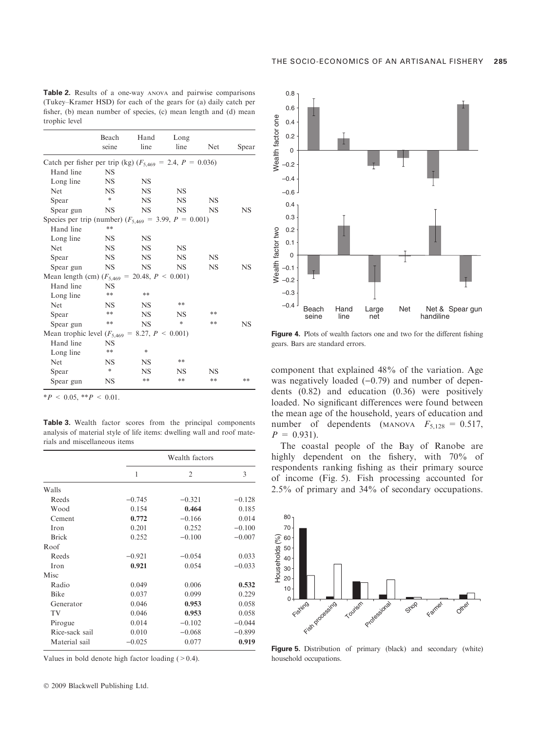**Table 2.** Results of a one-way ANOVA and pairwise comparisons (Tukey–Kramer HSD) for each of the gears for (a) daily catch per fisher, (b) mean number of species, (c) mean length and (d) mean trophic level

| | Beach seine | Hand line | Long line | Net | Spear |
|---|---|---|---|---|---|
| Catch per fisher per trip (kg) ($F_{5,469}$ = 2.4, $P$ = 0.036) | | | | | |
| Hand line | NS | | | | |
| Long line | NS | NS | | | |
| Net | NS | NS | NS | | |
| Spear | * | NS | NS | NS | |
| Spear gun | NS | NS | NS | NS | NS |
| Species per trip (number) ($F_{5,469}$ = 3.99, $P$ = 0.001) | | | | | |
| Hand line | ** | | | | |
| Long line | NS | NS | | | |
| Net | NS | NS | NS | | |
| Spear | NS | NS | NS | NS | |
| Spear gun | NS | NS | NS | NS | NS |
| Mean length (cm) ($F_{5,469}$ = 20.48, $P$ < 0.001) | | | | | |
| Hand line | NS | | | | |
| Long line | ** | ** | | | |
| Net | NS | NS | ** | | |
| Spear | ** | NS | NS | ** | |
| Spear gun | ** | NS | * | ** | NS |
| Mean trophic level ($F_{5,469}$ = 8.27, $P$ < 0.001) | | | | | |
| Hand line | NS | | | | |
| Long line | ** | * | | | |
| Net | NS | NS | ** | | |
| Spear | * | NS | NS | NS | |
| Spear gun | NS | ** | ** | ** | ** |

*$P$ < 0.05, **$P$ < 0.01.

**Table 3.** Wealth factor scores from the principal components analysis of material style of life items: dwelling wall and roof materials and miscellaneous items

| | Wealth factors | | |
|---|---|---|---|
| | 1 | 2 | 3 |
| Walls | | | |
| Reeds | −0.745 | −0.321 | −0.128 |
| Wood | 0.154 | **0.464** | 0.185 |
| Cement | **0.772** | −0.166 | 0.014 |
| Iron | 0.201 | 0.252 | −0.100 |
| Brick | 0.252 | −0.100 | −0.007 |
| Roof | | | |
| Reeds | −0.921 | −0.054 | 0.033 |
| Iron | **0.921** | 0.054 | −0.033 |
| Misc | | | |
| Radio | 0.049 | 0.006 | **0.532** |
| Bike | 0.037 | 0.099 | 0.229 |
| Generator | 0.046 | **0.953** | 0.058 |
| TV | 0.046 | **0.953** | 0.058 |
| Pirogue | 0.014 | −0.102 | −0.044 |
| Rice-sack sail | 0.010 | −0.068 | −0.899 |
| Material sail | −0.025 | 0.077 | **0.919** |

Values in bold denote high factor loading (>0.4).

**Figure 4.** Plots of wealth factors one and two for the different fishing gears. Bars are standard errors.

component that explained 48% of the variation. Age was negatively loaded (−0.79) and number of dependents (0.82) and education (0.36) were positively loaded. No significant differences were found between the mean age of the household, years of education and number of dependents (MANOVA $F_{5,128}$ = 0.517, $P$ = 0.931).

The coastal people of the Bay of Ranobe are highly dependent on the fishery, with 70% of respondents ranking fishing as their primary source of income (Fig. 5). Fish processing accounted for 2.5% of primary and 34% of secondary occupations.

**Figure 5.** Distribution of primary (black) and secondary (white) household occupations.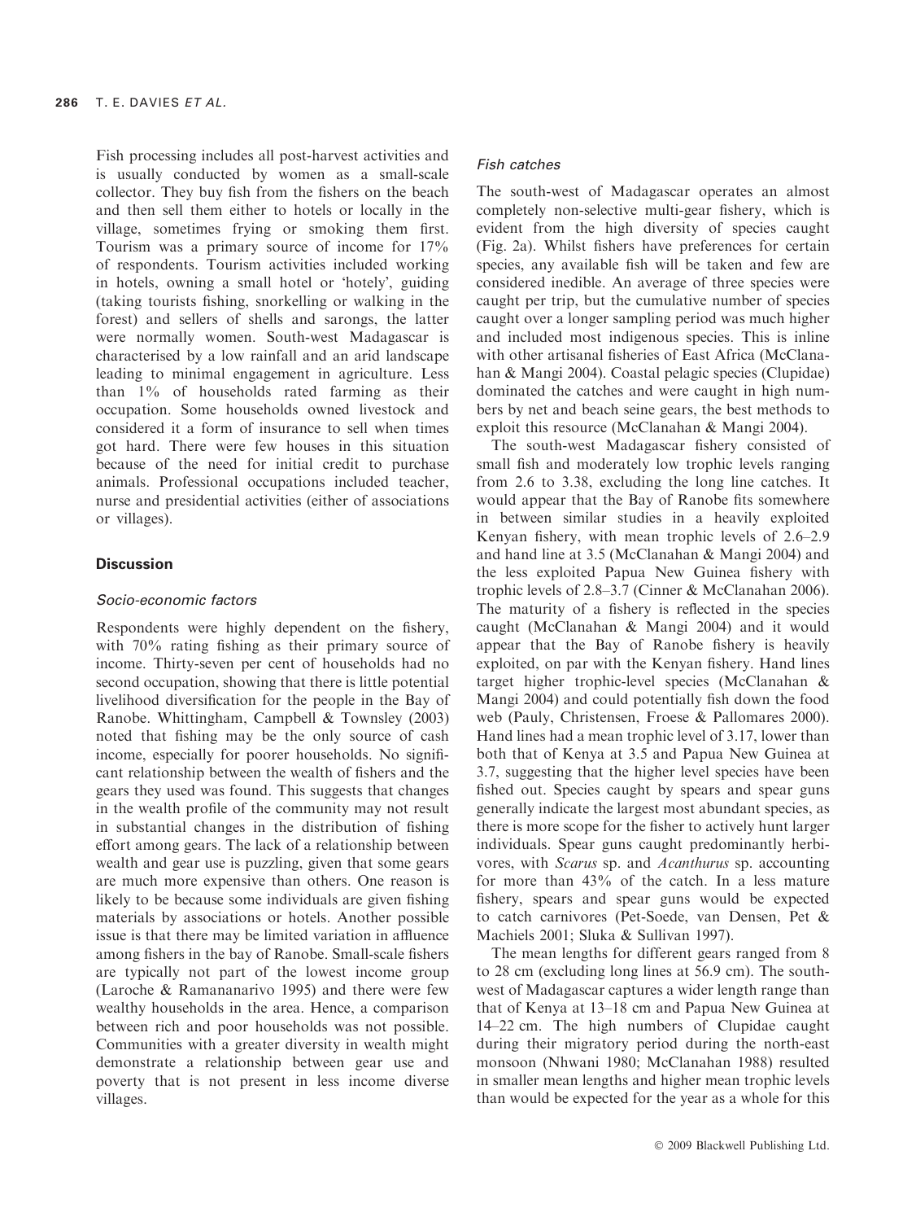Fish processing includes all post-harvest activities and is usually conducted by women as a small-scale collector. They buy fish from the fishers on the beach and then sell them either to hotels or locally in the village, sometimes frying or smoking them first. Tourism was a primary source of income for 17% of respondents. Tourism activities included working in hotels, owning a small hotel or 'hotely', guiding (taking tourists fishing, snorkelling or walking in the forest) and sellers of shells and sarongs, the latter were normally women. South-west Madagascar is characterised by a low rainfall and an arid landscape leading to minimal engagement in agriculture. Less than 1% of households rated farming as their occupation. Some households owned livestock and considered it a form of insurance to sell when times got hard. There were few houses in this situation because of the need for initial credit to purchase animals. Professional occupations included teacher, nurse and presidential activities (either of associations or villages).

## Discussion

### *Socio-economic factors*

Respondents were highly dependent on the fishery, with 70% rating fishing as their primary source of income. Thirty-seven per cent of households had no second occupation, showing that there is little potential livelihood diversification for the people in the Bay of Ranobe. Whittingham, Campbell & Townsley (2003) noted that fishing may be the only source of cash income, especially for poorer households. No significant relationship between the wealth of fishers and the gears they used was found. This suggests that changes in the wealth profile of the community may not result in substantial changes in the distribution of fishing effort among gears. The lack of a relationship between wealth and gear use is puzzling, given that some gears are much more expensive than others. One reason is likely to be because some individuals are given fishing materials by associations or hotels. Another possible issue is that there may be limited variation in affluence among fishers in the bay of Ranobe. Small-scale fishers are typically not part of the lowest income group (Laroche & Ramananarivo 1995) and there were few wealthy households in the area. Hence, a comparison between rich and poor households was not possible. Communities with a greater diversity in wealth might demonstrate a relationship between gear use and poverty that is not present in less income diverse villages.

### *Fish catches*

The south-west of Madagascar operates an almost completely non-selective multi-gear fishery, which is evident from the high diversity of species caught (Fig. 2a). Whilst fishers have preferences for certain species, any available fish will be taken and few are considered inedible. An average of three species were caught per trip, but the cumulative number of species caught over a longer sampling period was much higher and included most indigenous species. This is inline with other artisanal fisheries of East Africa (McClanahan & Mangi 2004). Coastal pelagic species (Clupidae) dominated the catches and were caught in high numbers by net and beach seine gears, the best methods to exploit this resource (McClanahan & Mangi 2004).

The south-west Madagascar fishery consisted of small fish and moderately low trophic levels ranging from 2.6 to 3.38, excluding the long line catches. It would appear that the Bay of Ranobe fits somewhere in between similar studies in a heavily exploited Kenyan fishery, with mean trophic levels of 2.6–2.9 and hand line at 3.5 (McClanahan & Mangi 2004) and the less exploited Papua New Guinea fishery with trophic levels of 2.8–3.7 (Cinner & McClanahan 2006). The maturity of a fishery is reflected in the species caught (McClanahan & Mangi 2004) and it would appear that the Bay of Ranobe fishery is heavily exploited, on par with the Kenyan fishery. Hand lines target higher trophic-level species (McClanahan & Mangi 2004) and could potentially fish down the food web (Pauly, Christensen, Froese & Pallomares 2000). Hand lines had a mean trophic level of 3.17, lower than both that of Kenya at 3.5 and Papua New Guinea at 3.7, suggesting that the higher level species have been fished out. Species caught by spears and spear guns generally indicate the largest most abundant species, as there is more scope for the fisher to actively hunt larger individuals. Spear guns caught predominantly herbivores, with *Scarus* sp. and *Acanthurus* sp. accounting for more than 43% of the catch. In a less mature fishery, spears and spear guns would be expected to catch carnivores (Pet-Soede, van Densen, Pet & Machiels 2001; Sluka & Sullivan 1997).

The mean lengths for different gears ranged from 8 to 28 cm (excluding long lines at 56.9 cm). The south-west of Madagascar captures a wider length range than that of Kenya at 13–18 cm and Papua New Guinea at 14–22 cm. The high numbers of Clupidae caught during their migratory period during the north-east monsoon (Nhwani 1980; McClanahan 1988) resulted in smaller mean lengths and higher mean trophic levels than would be expected for the year as a whole for this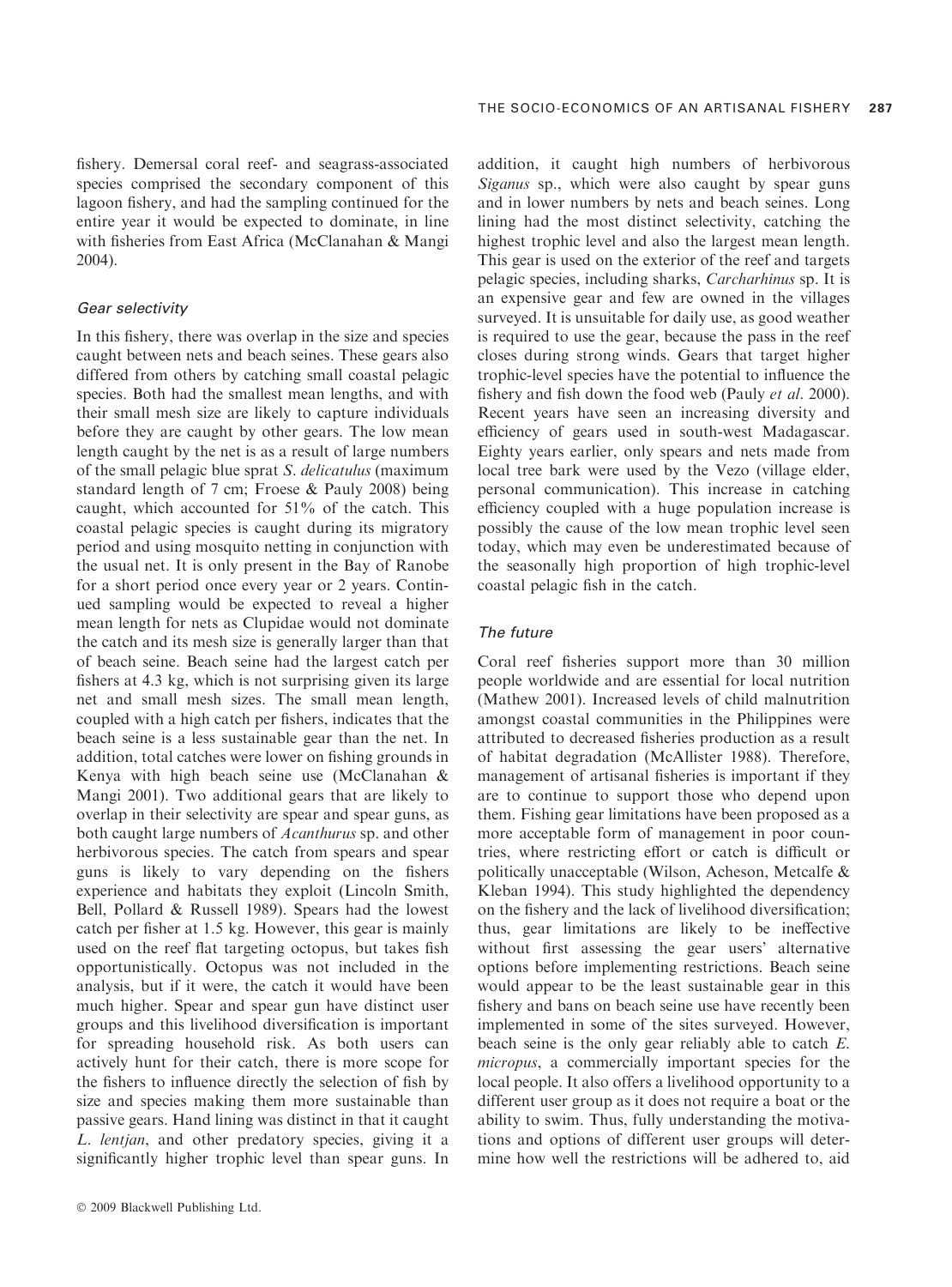fishery. Demersal coral reef- and seagrass-associated species comprised the secondary component of this lagoon fishery, and had the sampling continued for the entire year it would be expected to dominate, in line with fisheries from East Africa (McClanahan & Mangi 2004).

### *Gear selectivity*

In this fishery, there was overlap in the size and species caught between nets and beach seines. These gears also differed from others by catching small coastal pelagic species. Both had the smallest mean lengths, and with their small mesh size are likely to capture individuals before they are caught by other gears. The low mean length caught by the net is as a result of large numbers of the small pelagic blue sprat *S. delicatulus* (maximum standard length of 7 cm; Froese & Pauly 2008) being caught, which accounted for 51% of the catch. This coastal pelagic species is caught during its migratory period and using mosquito netting in conjunction with the usual net. It is only present in the Bay of Ranobe for a short period once every year or 2 years. Continued sampling would be expected to reveal a higher mean length for nets as Clupidae would not dominate the catch and its mesh size is generally larger than that of beach seine. Beach seine had the largest catch per fishers at 4.3 kg, which is not surprising given its large net and small mesh sizes. The small mean length, coupled with a high catch per fishers, indicates that the beach seine is a less sustainable gear than the net. In addition, total catches were lower on fishing grounds in Kenya with high beach seine use (McClanahan & Mangi 2001). Two additional gears that are likely to overlap in their selectivity are spear and spear guns, as both caught large numbers of *Acanthurus* sp. and other herbivorous species. The catch from spears and spear guns is likely to vary depending on the fishers experience and habitats they exploit (Lincoln Smith, Bell, Pollard & Russell 1989). Spears had the lowest catch per fisher at 1.5 kg. However, this gear is mainly used on the reef flat targeting octopus, but takes fish opportunistically. Octopus was not included in the analysis, but if it were, the catch it would have been much higher. Spear and spear gun have distinct user groups and this livelihood diversification is important for spreading household risk. As both users can actively hunt for their catch, there is more scope for the fishers to influence directly the selection of fish by size and species making them more sustainable than passive gears. Hand lining was distinct in that it caught *L. lentjan*, and other predatory species, giving it a significantly higher trophic level than spear guns. In addition, it caught high numbers of herbivorous *Siganus* sp., which were also caught by spear guns and in lower numbers by nets and beach seines. Long lining had the most distinct selectivity, catching the highest trophic level and also the largest mean length. This gear is used on the exterior of the reef and targets pelagic species, including sharks, *Carcharhinus* sp. It is an expensive gear and few are owned in the villages surveyed. It is unsuitable for daily use, as good weather is required to use the gear, because the pass in the reef closes during strong winds. Gears that target higher trophic-level species have the potential to influence the fishery and fish down the food web (Pauly *et al.* 2000). Recent years have seen an increasing diversity and efficiency of gears used in south-west Madagascar. Eighty years earlier, only spears and nets made from local tree bark were used by the Vezo (village elder, personal communication). This increase in catching efficiency coupled with a huge population increase is possibly the cause of the low mean trophic level seen today, which may even be underestimated because of the seasonally high proportion of high trophic-level coastal pelagic fish in the catch.

### *The future*

Coral reef fisheries support more than 30 million people worldwide and are essential for local nutrition (Mathew 2001). Increased levels of child malnutrition amongst coastal communities in the Philippines were attributed to decreased fisheries production as a result of habitat degradation (McAllister 1988). Therefore, management of artisanal fisheries is important if they are to continue to support those who depend upon them. Fishing gear limitations have been proposed as a more acceptable form of management in poor countries, where restricting effort or catch is difficult or politically unacceptable (Wilson, Acheson, Metcalfe & Kleban 1994). This study highlighted the dependency on the fishery and the lack of livelihood diversification; thus, gear limitations are likely to be ineffective without first assessing the gear users' alternative options before implementing restrictions. Beach seine would appear to be the least sustainable gear in this fishery and bans on beach seine use have recently been implemented in some of the sites surveyed. However, beach seine is the only gear reliably able to catch *E. micropus*, a commercially important species for the local people. It also offers a livelihood opportunity to a different user group as it does not require a boat or the ability to swim. Thus, fully understanding the motivations and options of different user groups will determine how well the restrictions will be adhered to, aid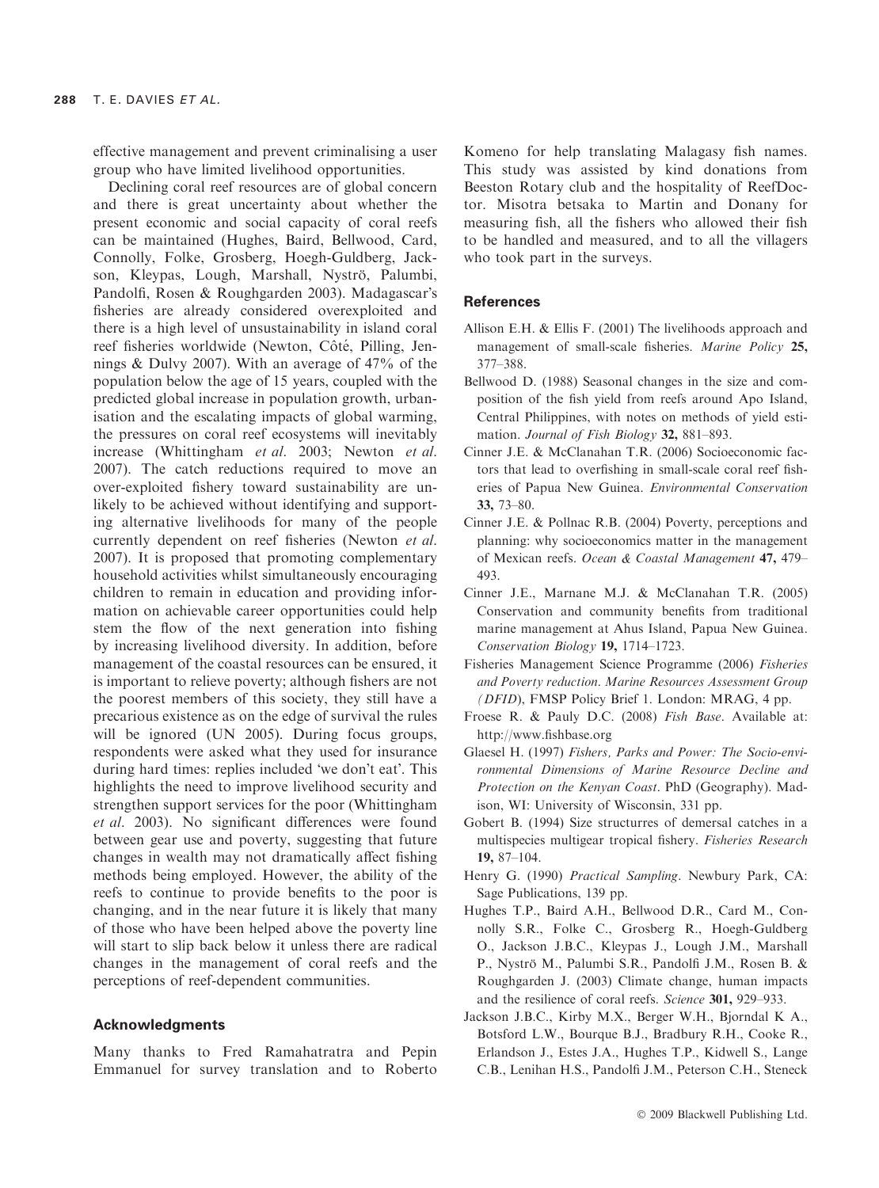effective management and prevent criminalising a user group who have limited livelihood opportunities.

Declining coral reef resources are of global concern and there is great uncertainty about whether the present economic and social capacity of coral reefs can be maintained (Hughes, Baird, Bellwood, Card, Connolly, Folke, Grosberg, Hoegh-Guldberg, Jackson, Kleypas, Lough, Marshall, Nyströ, Palumbi, Pandolfi, Rosen & Roughgarden 2003). Madagascar's fisheries are already considered overexploited and there is a high level of unsustainability in island coral reef fisheries worldwide (Newton, Côté, Pilling, Jennings & Dulvy 2007). With an average of 47% of the population below the age of 15 years, coupled with the predicted global increase in population growth, urbanisation and the escalating impacts of global warming, the pressures on coral reef ecosystems will inevitably increase (Whittingham *et al*. 2003; Newton *et al*. 2007). The catch reductions required to move an over-exploited fishery toward sustainability are unlikely to be achieved without identifying and supporting alternative livelihoods for many of the people currently dependent on reef fisheries (Newton *et al*. 2007). It is proposed that promoting complementary household activities whilst simultaneously encouraging children to remain in education and providing information on achievable career opportunities could help stem the flow of the next generation into fishing by increasing livelihood diversity. In addition, before management of the coastal resources can be ensured, it is important to relieve poverty; although fishers are not the poorest members of this society, they still have a precarious existence as on the edge of survival the rules will be ignored (UN 2005). During focus groups, respondents were asked what they used for insurance during hard times: replies included 'we don't eat'. This highlights the need to improve livelihood security and strengthen support services for the poor (Whittingham *et al*. 2003). No significant differences were found between gear use and poverty, suggesting that future changes in wealth may not dramatically affect fishing methods being employed. However, the ability of the reefs to continue to provide benefits to the poor is changing, and in the near future it is likely that many of those who have been helped above the poverty line will start to slip back below it unless there are radical changes in the management of coral reefs and the perceptions of reef-dependent communities.

## Acknowledgments

Many thanks to Fred Ramahatratra and Pepin Emmanuel for survey translation and to Roberto Komeno for help translating Malagasy fish names. This study was assisted by kind donations from Beeston Rotary club and the hospitality of ReefDoctor. Misotra betsaka to Martin and Donany for measuring fish, all the fishers who allowed their fish to be handled and measured, and to all the villagers who took part in the surveys.

## References

Allison E.H. & Ellis F. (2001) The livelihoods approach and management of small-scale fisheries. *Marine Policy* **25,** 377–388.

Bellwood D. (1988) Seasonal changes in the size and composition of the fish yield from reefs around Apo Island, Central Philippines, with notes on methods of yield estimation. *Journal of Fish Biology* **32,** 881–893.

Cinner J.E. & McClanahan T.R. (2006) Socioeconomic factors that lead to overfishing in small-scale coral reef fisheries of Papua New Guinea. *Environmental Conservation* **33,** 73–80.

Cinner J.E. & Pollnac R.B. (2004) Poverty, perceptions and planning: why socioeconomics matter in the management of Mexican reefs. *Ocean & Coastal Management* **47,** 479–493.

Cinner J.E., Marnane M.J. & McClanahan T.R. (2005) Conservation and community benefits from traditional marine management at Ahus Island, Papua New Guinea. *Conservation Biology* **19,** 1714–1723.

Fisheries Management Science Programme (2006) *Fisheries and Poverty reduction. Marine Resources Assessment Group (DFID)*, FMSP Policy Brief 1. London: MRAG, 4 pp.

Froese R. & Pauly D.C. (2008) *Fish Base*. Available at: http://www.fishbase.org

Glaesel H. (1997) *Fishers, Parks and Power: The Socio-environmental Dimensions of Marine Resource Decline and Protection on the Kenyan Coast*. PhD (Geography). Madison, WI: University of Wisconsin, 331 pp.

Gobert B. (1994) Size structurres of demersal catches in a multispecies multigear tropical fishery. *Fisheries Research* **19,** 87–104.

Henry G. (1990) *Practical Sampling*. Newbury Park, CA: Sage Publications, 139 pp.

Hughes T.P., Baird A.H., Bellwood D.R., Card M., Connolly S.R., Folke C., Grosberg R., Hoegh-Guldberg O., Jackson J.B.C., Kleypas J., Lough J.M., Marshall P., Nyströ M., Palumbi S.R., Pandolfi J.M., Rosen B. & Roughgarden J. (2003) Climate change, human impacts and the resilience of coral reefs. *Science* **301,** 929–933.

Jackson J.B.C., Kirby M.X., Berger W.H., Bjorndal K A., Botsford L.W., Bourque B.J., Bradbury R.H., Cooke R., Erlandson J., Estes J.A., Hughes T.P., Kidwell S., Lange C.B., Lenihan H.S., Pandolfi J.M., Peterson C.H., Steneck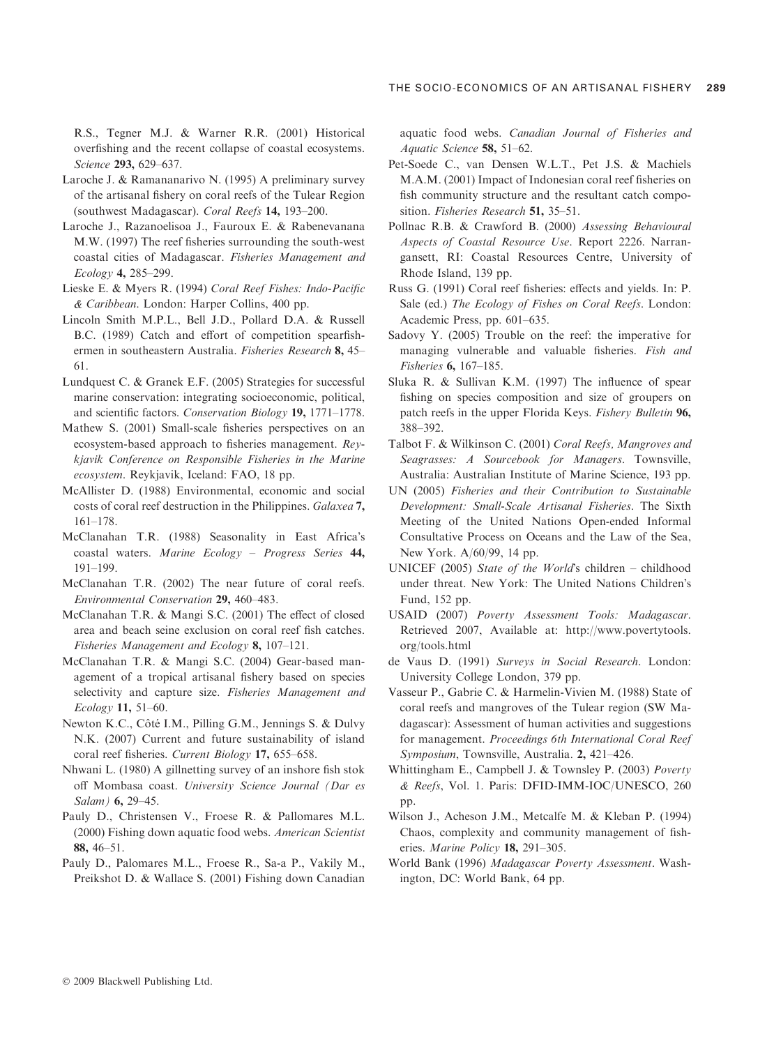R.S., Tegner M.J. & Warner R.R. (2001) Historical overfishing and the recent collapse of coastal ecosystems. *Science* **293,** 629–637.

Laroche J. & Ramananarivo N. (1995) A preliminary survey of the artisanal fishery on coral reefs of the Tulear Region (southwest Madagascar). *Coral Reefs* **14,** 193–200.

Laroche J., Razanoelisoa J., Fauroux E. & Rabenevanana M.W. (1997) The reef fisheries surrounding the south-west coastal cities of Madagascar. *Fisheries Management and Ecology* **4,** 285–299.

Lieske E. & Myers R. (1994) *Coral Reef Fishes: Indo-Pacific & Caribbean*. London: Harper Collins, 400 pp.

Lincoln Smith M.P.L., Bell J.D., Pollard D.A. & Russell B.C. (1989) Catch and effort of competition spearfishermen in southeastern Australia. *Fisheries Research* **8,** 45–61.

Lundquest C. & Granek E.F. (2005) Strategies for successful marine conservation: integrating socioeconomic, political, and scientific factors. *Conservation Biology* **19,** 1771–1778.

Mathew S. (2001) Small-scale fisheries perspectives on an ecosystem-based approach to fisheries management. *Reykjavik Conference on Responsible Fisheries in the Marine ecosystem*. Reykjavik, Iceland: FAO, 18 pp.

McAllister D. (1988) Environmental, economic and social costs of coral reef destruction in the Philippines. *Galaxea* **7,** 161–178.

McClanahan T.R. (1988) Seasonality in East Africa's coastal waters. *Marine Ecology – Progress Series* **44,** 191–199.

McClanahan T.R. (2002) The near future of coral reefs. *Environmental Conservation* **29,** 460–483.

McClanahan T.R. & Mangi S.C. (2001) The effect of closed area and beach seine exclusion on coral reef fish catches. *Fisheries Management and Ecology* **8,** 107–121.

McClanahan T.R. & Mangi S.C. (2004) Gear-based management of a tropical artisanal fishery based on species selectivity and capture size. *Fisheries Management and Ecology* **11,** 51–60.

Newton K.C., Côté I.M., Pilling G.M., Jennings S. & Dulvy N.K. (2007) Current and future sustainability of island coral reef fisheries. *Current Biology* **17,** 655–658.

Nhwani L. (1980) A gillnetting survey of an inshore fish stok off Mombasa coast. *University Science Journal (Dar es Salam)* **6,** 29–45.

Pauly D., Christensen V., Froese R. & Pallomares M.L. (2000) Fishing down aquatic food webs. *American Scientist* **88,** 46–51.

Pauly D., Palomares M.L., Froese R., Sa-a P., Vakily M., Preikshot D. & Wallace S. (2001) Fishing down Canadian aquatic food webs. *Canadian Journal of Fisheries and Aquatic Science* **58,** 51–62.

Pet-Soede C., van Densen W.L.T., Pet J.S. & Machiels M.A.M. (2001) Impact of Indonesian coral reef fisheries on fish community structure and the resultant catch composition. *Fisheries Research* **51,** 35–51.

Pollnac R.B. & Crawford B. (2000) *Assessing Behavioural Aspects of Coastal Resource Use*. Report 2226. Narrangansett, RI: Coastal Resources Centre, University of Rhode Island, 139 pp.

Russ G. (1991) Coral reef fisheries: effects and yields. In: P. Sale (ed.) *The Ecology of Fishes on Coral Reefs*. London: Academic Press, pp. 601–635.

Sadovy Y. (2005) Trouble on the reef: the imperative for managing vulnerable and valuable fisheries. *Fish and Fisheries* **6,** 167–185.

Sluka R. & Sullivan K.M. (1997) The influence of spear fishing on species composition and size of groupers on patch reefs in the upper Florida Keys. *Fishery Bulletin* **96,** 388–392.

Talbot F. & Wilkinson C. (2001) *Coral Reefs, Mangroves and Seagrasses: A Sourcebook for Managers*. Townsville, Australia: Australian Institute of Marine Science, 193 pp.

UN (2005) *Fisheries and their Contribution to Sustainable Development: Small-Scale Artisanal Fisheries*. The Sixth Meeting of the United Nations Open-ended Informal Consultative Process on Oceans and the Law of the Sea, New York. A/60/99, 14 pp.

UNICEF (2005) *State of the World*'s children – childhood under threat. New York: The United Nations Children's Fund, 152 pp.

USAID (2007) *Poverty Assessment Tools: Madagascar*. Retrieved 2007, Available at: http://www.povertytools.org/tools.html

de Vaus D. (1991) *Surveys in Social Research*. London: University College London, 379 pp.

Vasseur P., Gabrie C. & Harmelin-Vivien M. (1988) State of coral reefs and mangroves of the Tulear region (SW Madagascar): Assessment of human activities and suggestions for management. *Proceedings 6th International Coral Reef Symposium*, Townsville, Australia. **2,** 421–426.

Whittingham E., Campbell J. & Townsley P. (2003) *Poverty & Reefs*, Vol. 1. Paris: DFID-IMM-IOC/UNESCO, 260 pp.

Wilson J., Acheson J.M., Metcalfe M. & Kleban P. (1994) Chaos, complexity and community management of fisheries. *Marine Policy* **18,** 291–305.

World Bank (1996) *Madagascar Poverty Assessment*. Washington, DC: World Bank, 64 pp.